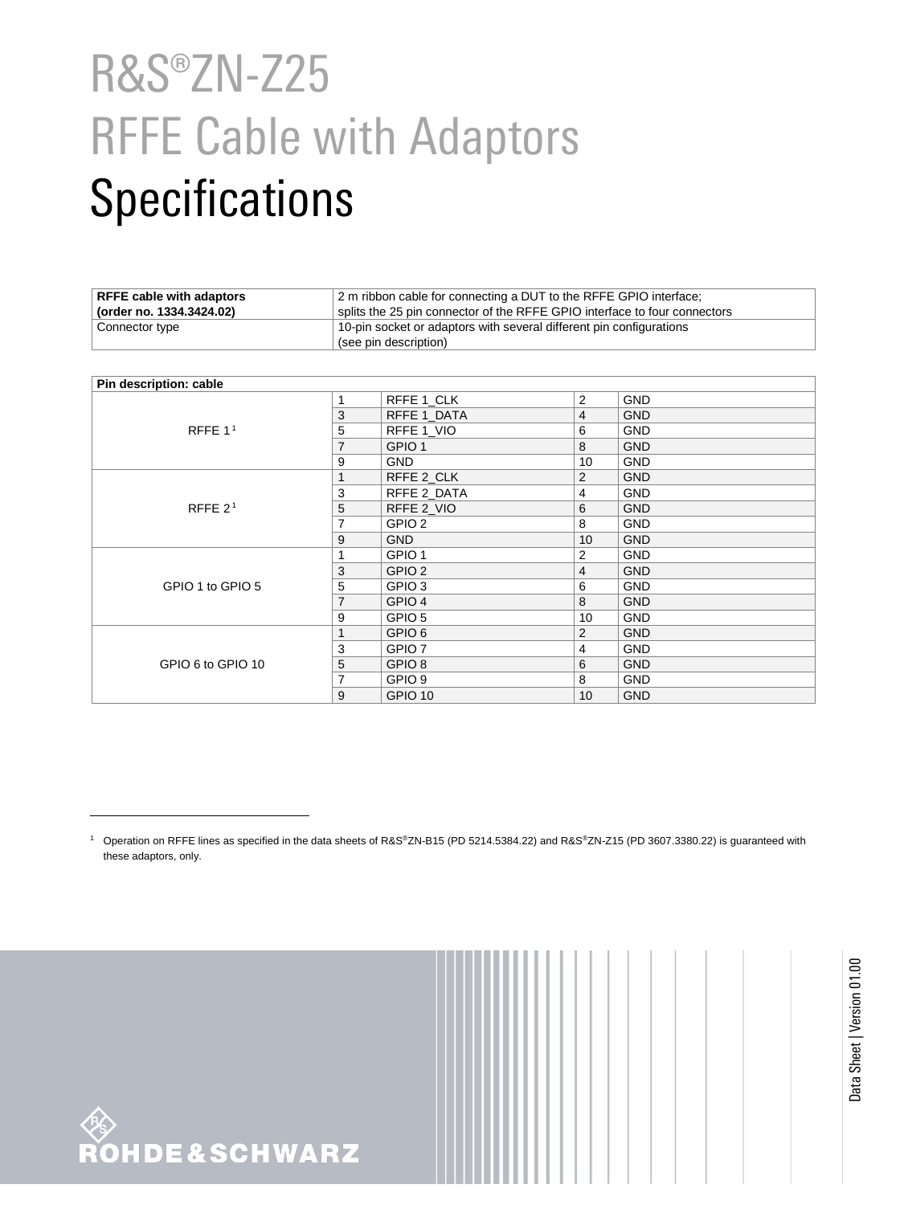# R&S®ZN-Z25 RFFE Cable with Adaptors Specifications

| **RFFE cable with adaptors (order no. 1334.3424.02)** | 2 m ribbon cable for connecting a DUT to the RFFE GPIO interface; splits the 25 pin connector of the RFFE GPIO interface to four connectors |
| --- | --- |
| Connector type | 10-pin socket or adaptors with several different pin configurations (see pin description) |

| **Pin description: cable** | | | | |
| --- | --- | --- | --- | --- |
| RFFE 1 [1] | 1 | RFFE 1_CLK | 2 | GND |
| | 3 | RFFE 1_DATA | 4 | GND |
| | 5 | RFFE 1_VIO | 6 | GND |
| | 7 | GPIO 1 | 8 | GND |
| | 9 | GND | 10 | GND |
| RFFE 2 [1] | 1 | RFFE 2_CLK | 2 | GND |
| | 3 | RFFE 2_DATA | 4 | GND |
| | 5 | RFFE 2_VIO | 6 | GND |
| | 7 | GPIO 2 | 8 | GND |
| | 9 | GND | 10 | GND |
| GPIO 1 to GPIO 5 | 1 | GPIO 1 | 2 | GND |
| | 3 | GPIO 2 | 4 | GND |
| | 5 | GPIO 3 | 6 | GND |
| | 7 | GPIO 4 | 8 | GND |
| | 9 | GPIO 5 | 10 | GND |
| GPIO 6 to GPIO 10 | 1 | GPIO 6 | 2 | GND |
| | 3 | GPIO 7 | 4 | GND |
| | 5 | GPIO 8 | 6 | GND |
| | 7 | GPIO 9 | 8 | GND |
| | 9 | GPIO 10 | 10 | GND |

[1] Operation on RFFE lines as specified in the data sheets of R&S®ZN-B15 (PD 5214.5384.22) and R&S®ZN-Z15 (PD 3607.3380.22) is guaranteed with these adaptors, only.

Data Sheet | Version 01.00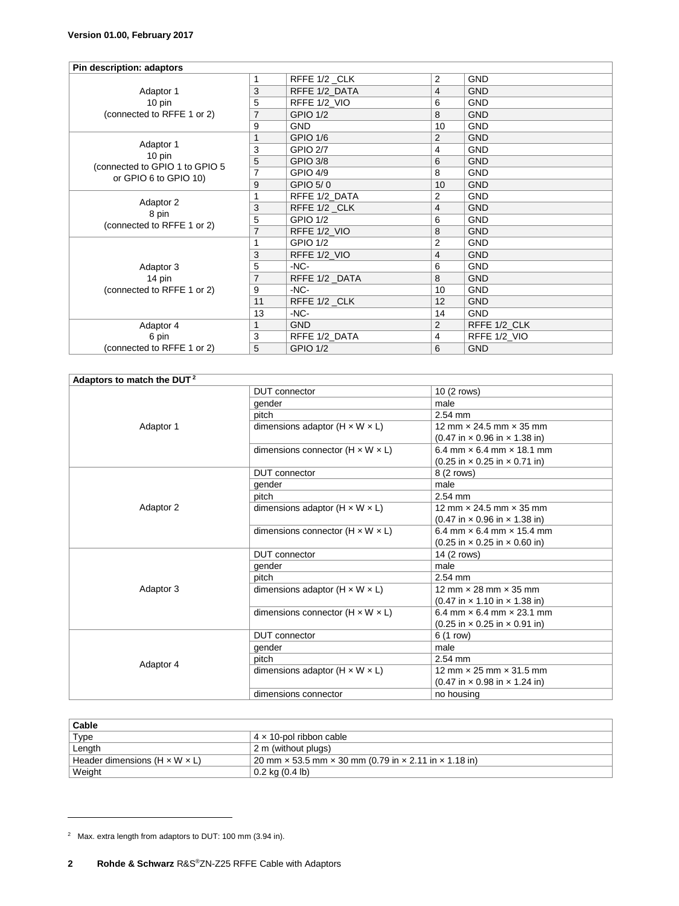Version 01.00, February 2017

| Pin description: adaptors | | | | |
|---|---|---|---|---|
| Adaptor 1<br>10 pin<br>(connected to RFFE 1 or 2) | 1 | RFFE 1/2 _CLK | 2 | GND |
| | 3 | RFFE 1/2_DATA | 4 | GND |
| | 5 | RFFE 1/2_VIO | 6 | GND |
| | 7 | GPIO 1/2 | 8 | GND |
| | 9 | GND | 10 | GND |
| Adaptor 1<br>10 pin<br>(connected to GPIO 1 to GPIO 5 or GPIO 6 to GPIO 10) | 1 | GPIO 1/6 | 2 | GND |
| | 3 | GPIO 2/7 | 4 | GND |
| | 5 | GPIO 3/8 | 6 | GND |
| | 7 | GPIO 4/9 | 8 | GND |
| | 9 | GPIO 5/ 0 | 10 | GND |
| Adaptor 2<br>8 pin<br>(connected to RFFE 1 or 2) | 1 | RFFE 1/2_DATA | 2 | GND |
| | 3 | RFFE 1/2 _CLK | 4 | GND |
| | 5 | GPIO 1/2 | 6 | GND |
| | 7 | RFFE 1/2_VIO | 8 | GND |
| Adaptor 3<br>14 pin<br>(connected to RFFE 1 or 2) | 1 | GPIO 1/2 | 2 | GND |
| | 3 | RFFE 1/2_VIO | 4 | GND |
| | 5 | -NC- | 6 | GND |
| | 7 | RFFE 1/2 _DATA | 8 | GND |
| | 9 | -NC- | 10 | GND |
| | 11 | RFFE 1/2 _CLK | 12 | GND |
| | 13 | -NC- | 14 | GND |
| Adaptor 4<br>6 pin<br>(connected to RFFE 1 or 2) | 1 | GND | 2 | RFFE 1/2_CLK |
| | 3 | RFFE 1/2_DATA | 4 | RFFE 1/2_VIO |
| | 5 | GPIO 1/2 | 6 | GND |

| Adaptors to match the DUT [2] | | |
|---|---|---|
| Adaptor 1 | DUT connector | 10 (2 rows) |
| | gender | male |
| | pitch | 2.54 mm |
| | dimensions adaptor (H × W × L) | 12 mm × 24.5 mm × 35 mm<br>(0.47 in × 0.96 in × 1.38 in) |
| | dimensions connector (H × W × L) | 6.4 mm × 6.4 mm × 18.1 mm<br>(0.25 in × 0.25 in × 0.71 in) |
| Adaptor 2 | DUT connector | 8 (2 rows) |
| | gender | male |
| | pitch | 2.54 mm |
| | dimensions adaptor (H × W × L) | 12 mm × 24.5 mm × 35 mm<br>(0.47 in × 0.96 in × 1.38 in) |
| | dimensions connector (H × W × L) | 6.4 mm × 6.4 mm × 15.4 mm<br>(0.25 in × 0.25 in × 0.60 in) |
| Adaptor 3 | DUT connector | 14 (2 rows) |
| | gender | male |
| | pitch | 2.54 mm |
| | dimensions adaptor (H × W × L) | 12 mm × 28 mm × 35 mm<br>(0.47 in × 1.10 in × 1.38 in) |
| | dimensions connector (H × W × L) | 6.4 mm × 6.4 mm × 23.1 mm<br>(0.25 in × 0.25 in × 0.91 in) |
| Adaptor 4 | DUT connector | 6 (1 row) |
| | gender | male |
| | pitch | 2.54 mm |
| | dimensions adaptor (H × W × L) | 12 mm × 25 mm × 31.5 mm<br>(0.47 in × 0.98 in × 1.24 in) |
| | dimensions connector | no housing |

| Cable | |
|---|---|
| Type | 4 × 10-pol ribbon cable |
| Length | 2 m (without plugs) |
| Header dimensions (H × W × L) | 20 mm × 53.5 mm × 30 mm (0.79 in × 2.11 in × 1.18 in) |
| Weight | 0.2 kg (0.4 lb) |

[2] Max. extra length from adaptors to DUT: 100 mm (3.94 in).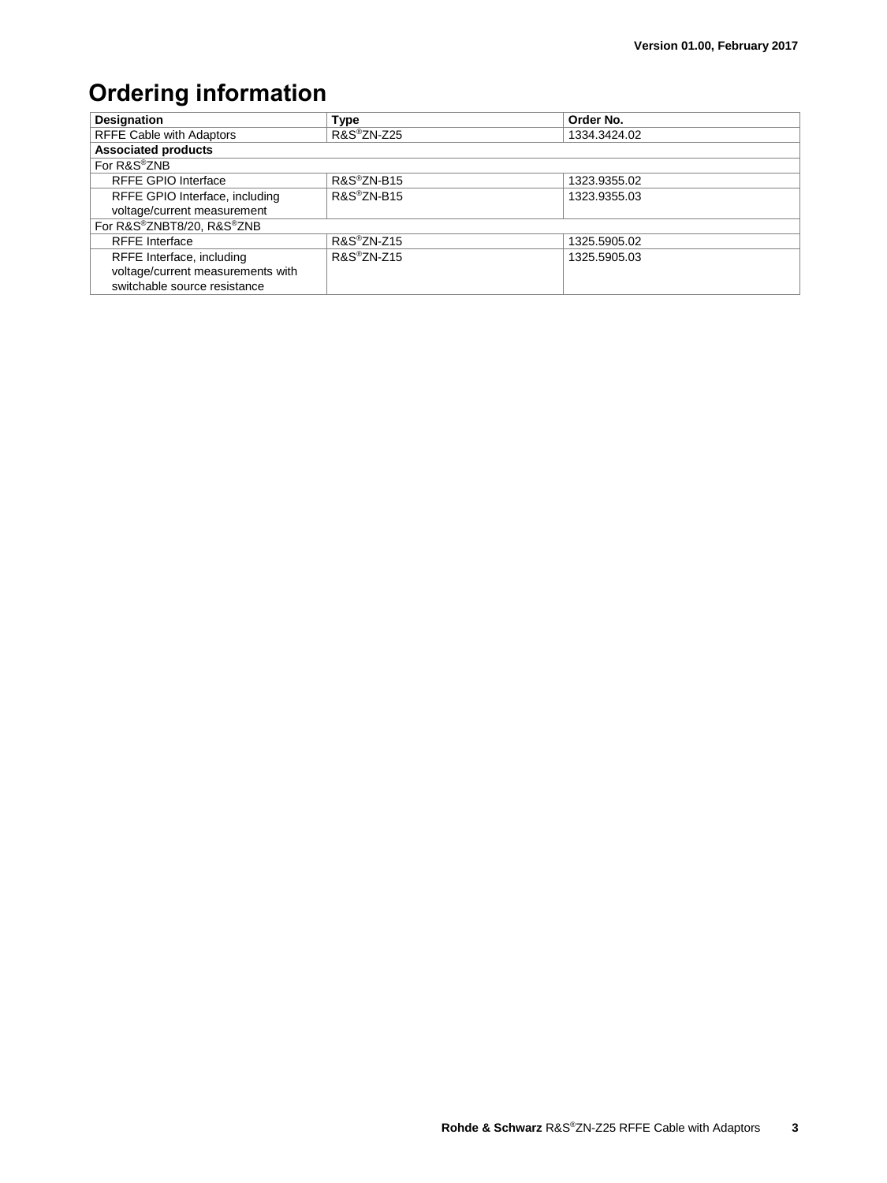# Ordering information

| Designation | Type | Order No. |
|---|---|---|
| RFFE Cable with Adaptors | R&S®ZN-Z25 | 1334.3424.02 |
| **Associated products** | | |
| For R&S®ZNB | | |
| RFFE GPIO Interface | R&S®ZN-B15 | 1323.9355.02 |
| RFFE GPIO Interface, including voltage/current measurement | R&S®ZN-B15 | 1323.9355.03 |
| For R&S®ZNBT8/20, R&S®ZNB | | |
| RFFE Interface | R&S®ZN-Z15 | 1325.5905.02 |
| RFFE Interface, including voltage/current measurements with switchable source resistance | R&S®ZN-Z15 | 1325.5905.03 |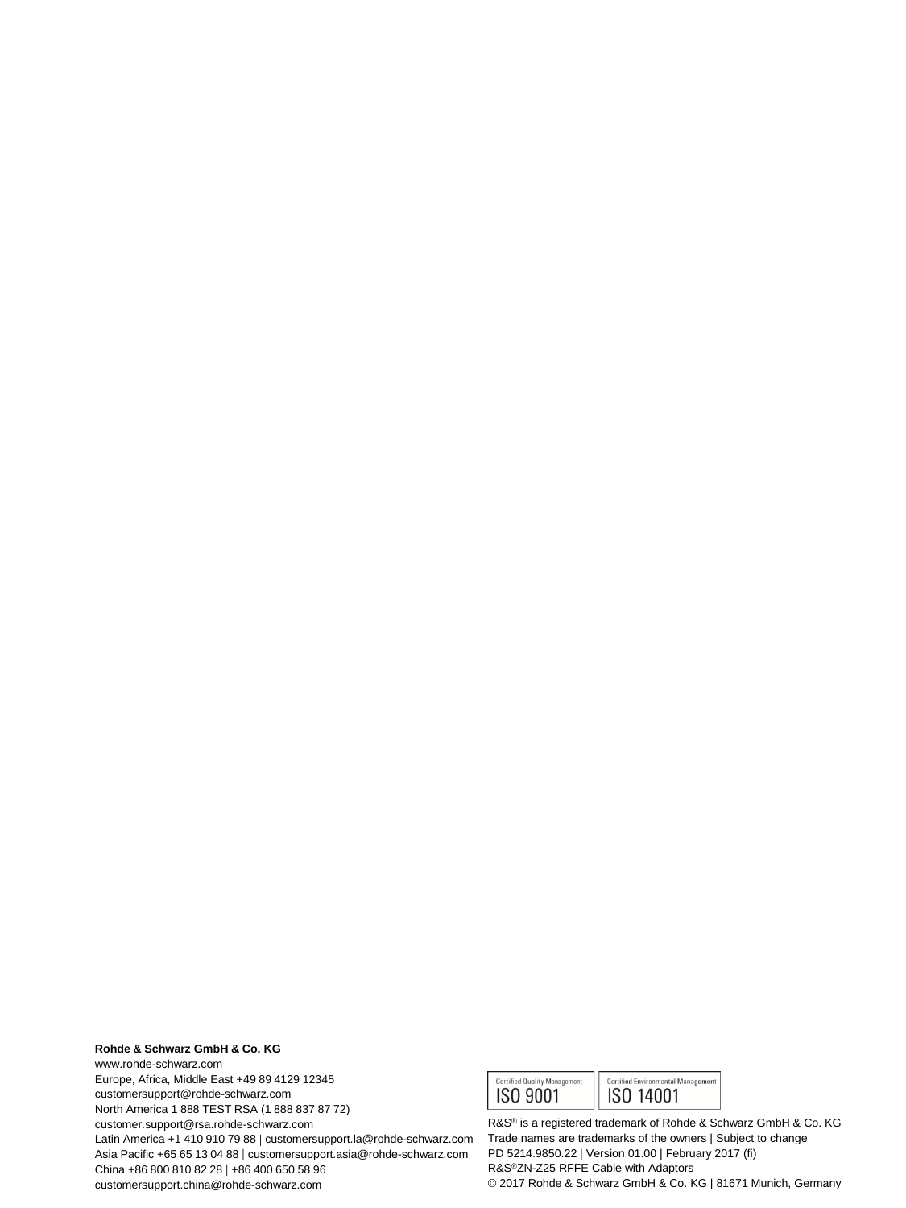**Rohde & Schwarz GmbH & Co. KG**

www.rohde-schwarz.com
Europe, Africa, Middle East +49 89 4129 12345
customersupport@rohde-schwarz.com
North America 1 888 TEST RSA (1 888 837 87 72)
customer.support@rsa.rohde-schwarz.com
Latin America +1 410 910 79 88 | customersupport.la@rohde-schwarz.com
Asia Pacific +65 65 13 04 88 | customersupport.asia@rohde-schwarz.com
China +86 800 810 82 28 | +86 400 650 58 96
customersupport.china@rohde-schwarz.com

Certified Quality Management ISO 9001

Certified Environmental Management ISO 14001

R&S® is a registered trademark of Rohde & Schwarz GmbH & Co. KG
Trade names are trademarks of the owners | Subject to change
PD 5214.9850.22 | Version 01.00 | February 2017 (fi)
R&S®ZN-Z25 RFFE Cable with Adaptors
© 2017 Rohde & Schwarz GmbH & Co. KG | 81671 Munich, Germany